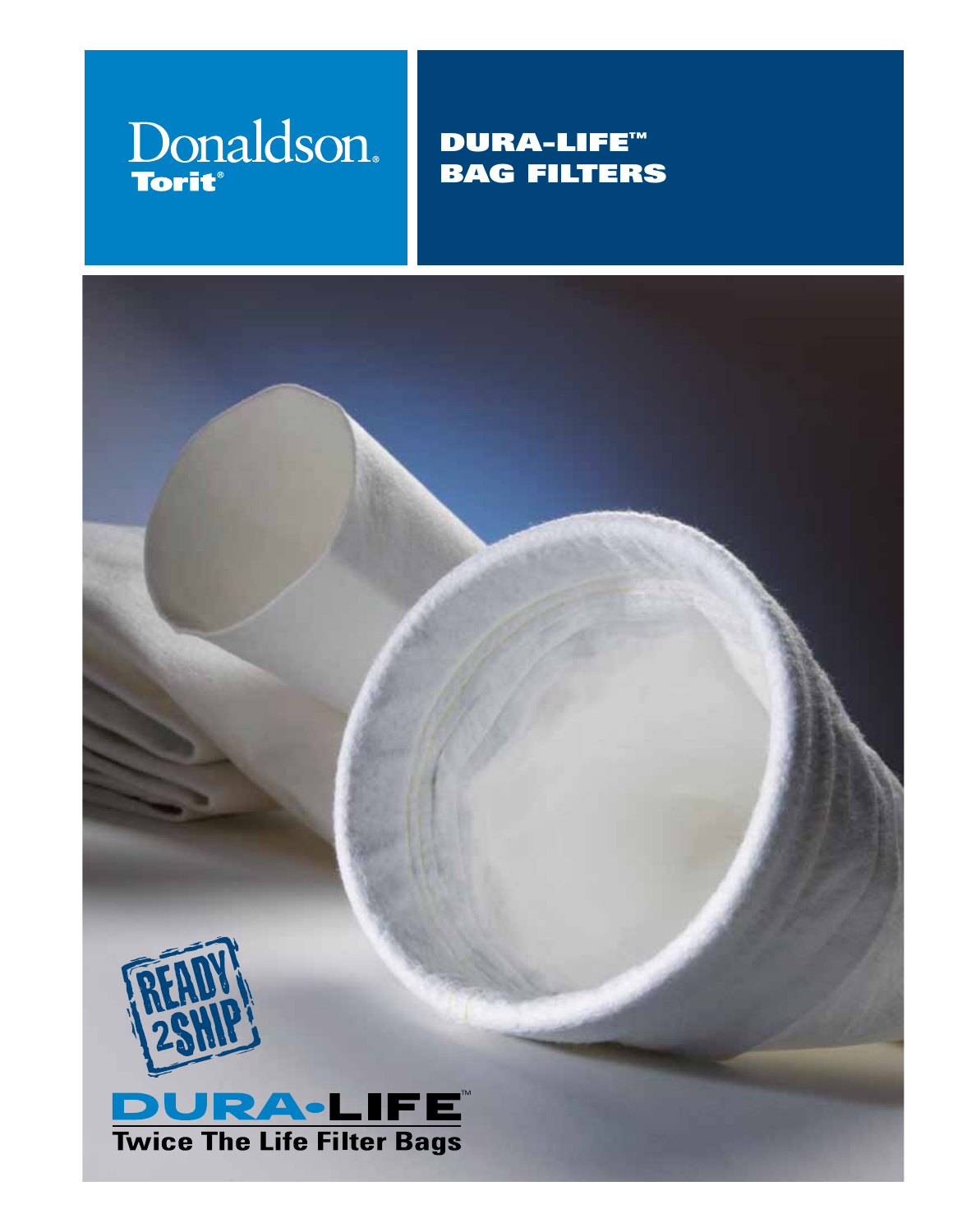Donaldson.
Torit®

# DURA-LIFE™ BAG FILTERS

READY 2SHIP

DURA-LIFE™
Twice The Life Filter Bags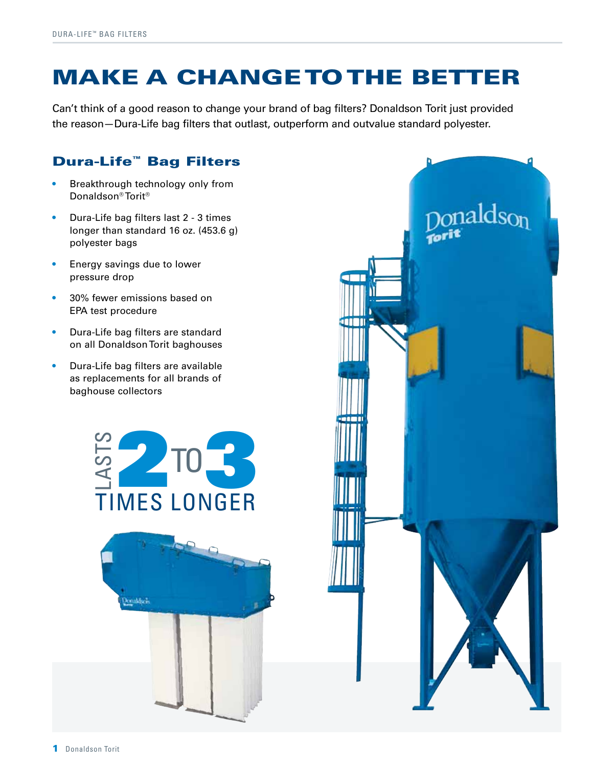# MAKE A CHANGE TO THE BETTER

Can't think of a good reason to change your brand of bag filters? Donaldson Torit just provided the reason—Dura-Life bag filters that outlast, outperform and outvalue standard polyester.

## Dura-Life™ Bag Filters

- Breakthrough technology only from Donaldson® Torit®
- Dura-Life bag filters last 2 - 3 times longer than standard 16 oz. (453.6 g) polyester bags
- Energy savings due to lower pressure drop
- 30% fewer emissions based on EPA test procedure
- Dura-Life bag filters are standard on all Donaldson Torit baghouses
- Dura-Life bag filters are available as replacements for all brands of baghouse collectors

LASTS 2 TO 3 TIMES LONGER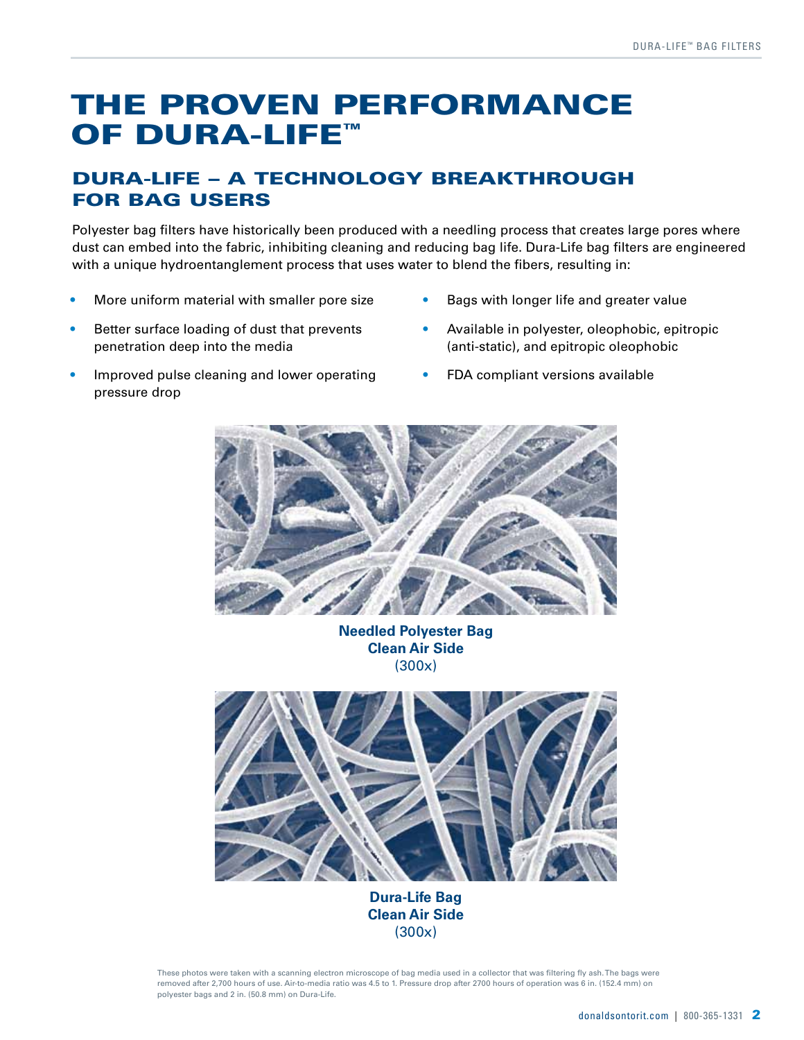# THE PROVEN PERFORMANCE OF DURA-LIFE™

## DURA-LIFE – A TECHNOLOGY BREAKTHROUGH FOR BAG USERS

Polyester bag filters have historically been produced with a needling process that creates large pores where dust can embed into the fabric, inhibiting cleaning and reducing bag life. Dura-Life bag filters are engineered with a unique hydroentanglement process that uses water to blend the fibers, resulting in:

- More uniform material with smaller pore size
- Better surface loading of dust that prevents penetration deep into the media
- Improved pulse cleaning and lower operating pressure drop
- Bags with longer life and greater value
- Available in polyester, oleophobic, epitropic (anti-static), and epitropic oleophobic
- FDA compliant versions available

**Needled Polyester Bag**
**Clean Air Side**
(300x)

**Dura-Life Bag**
**Clean Air Side**
(300x)

These photos were taken with a scanning electron microscope of bag media used in a collector that was filtering fly ash. The bags were removed after 2,700 hours of use. Air-to-media ratio was 4.5 to 1. Pressure drop after 2700 hours of operation was 6 in. (152.4 mm) on polyester bags and 2 in. (50.8 mm) on Dura-Life.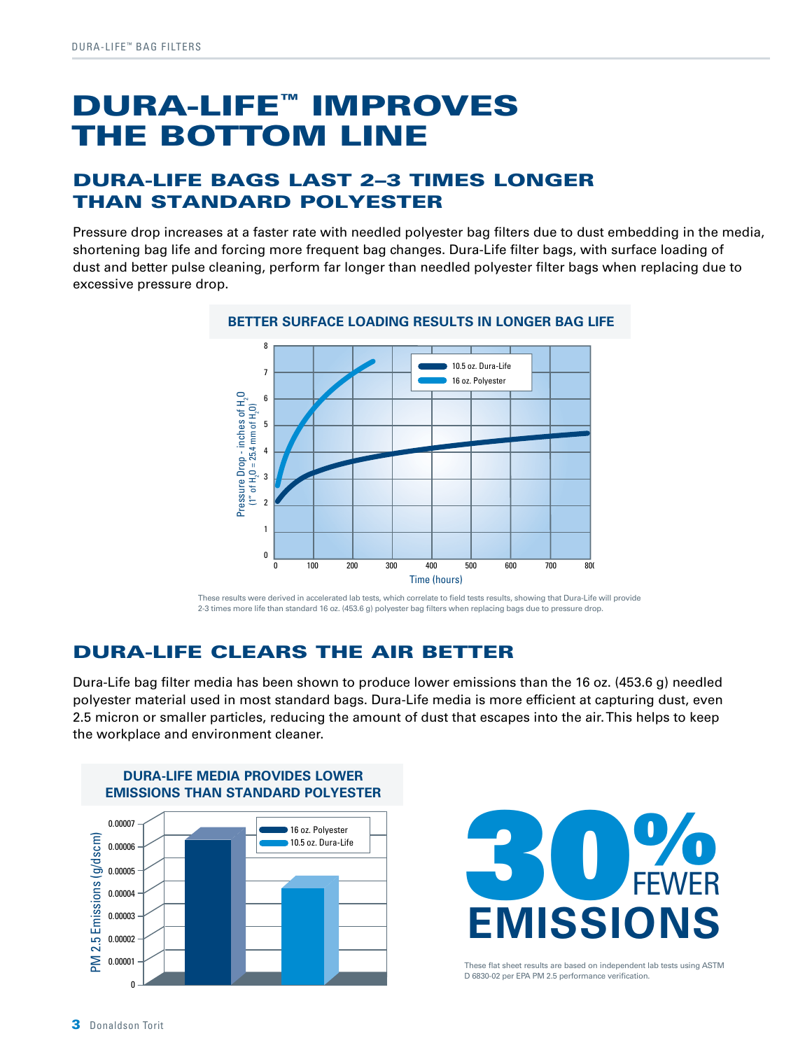# DURA-LIFE™ IMPROVES THE BOTTOM LINE

## DURA-LIFE BAGS LAST 2–3 TIMES LONGER THAN STANDARD POLYESTER

Pressure drop increases at a faster rate with needled polyester bag filters due to dust embedding in the media, shortening bag life and forcing more frequent bag changes. Dura-Life filter bags, with surface loading of dust and better pulse cleaning, perform far longer than needled polyester filter bags when replacing due to excessive pressure drop.

**BETTER SURFACE LOADING RESULTS IN LONGER BAG LIFE**

10.5 oz. Dura-Life
16 oz. Polyester

Pressure Drop - inches of $H_2O$ (1" of $H_2O$ = 25.4 mm of $H_2O$)
0
1
2
3
4
5
6
7
8

Time (hours)
0
100
200
300
400
500
600
700
800

These results were derived in accelerated lab tests, which correlate to field tests results, showing that Dura-Life will provide 2-3 times more life than standard 16 oz. (453.6 g) polyester bag filters when replacing bags due to pressure drop.

## DURA-LIFE CLEARS THE AIR BETTER

Dura-Life bag filter media has been shown to produce lower emissions than the 16 oz. (453.6 g) needled polyester material used in most standard bags. Dura-Life media is more efficient at capturing dust, even 2.5 micron or smaller particles, reducing the amount of dust that escapes into the air. This helps to keep the workplace and environment cleaner.

**DURA-LIFE MEDIA PROVIDES LOWER EMISSIONS THAN STANDARD POLYESTER**

16 oz. Polyester
10.5 oz. Dura-Life

PM 2.5 Emissions (g/dscm)
0
0.00001
0.00002
0.00003
0.00004
0.00005
0.00006
0.00007

**30% FEWER EMISSIONS**

These flat sheet results are based on independent lab tests using ASTM D 6830-02 per EPA PM 2.5 performance verification.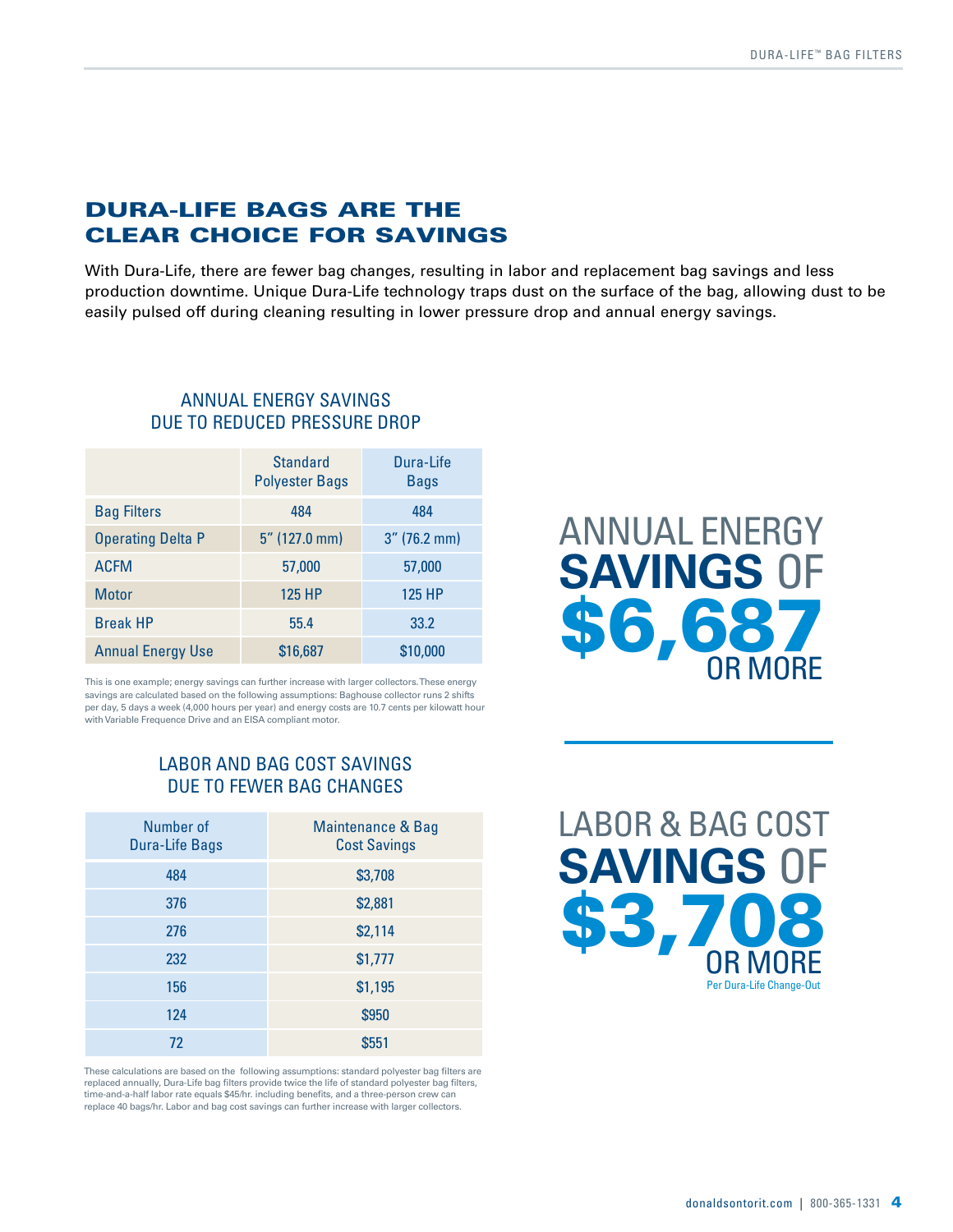## DURA-LIFE BAGS ARE THE CLEAR CHOICE FOR SAVINGS

With Dura-Life, there are fewer bag changes, resulting in labor and replacement bag savings and less production downtime. Unique Dura-Life technology traps dust on the surface of the bag, allowing dust to be easily pulsed off during cleaning resulting in lower pressure drop and annual energy savings.

### ANNUAL ENERGY SAVINGS DUE TO REDUCED PRESSURE DROP

| | Standard Polyester Bags | Dura-Life Bags |
|---|---|---|
| Bag Filters | 484 | 484 |
| Operating Delta P | 5" (127.0 mm) | 3" (76.2 mm) |
| ACFM | 57,000 | 57,000 |
| Motor | 125 HP | 125 HP |
| Break HP | 55.4 | 33.2 |
| Annual Energy Use | $16,687 | $10,000 |

This is one example; energy savings can further increase with larger collectors. These energy savings are calculated based on the following assumptions: Baghouse collector runs 2 shifts per day, 5 days a week (4,000 hours per year) and energy costs are 10.7 cents per kilowatt hour with Variable Frequence Drive and an EISA compliant motor.

**ANNUAL ENERGY SAVINGS OF $6,687 OR MORE**

### LABOR AND BAG COST SAVINGS DUE TO FEWER BAG CHANGES

| Number of Dura-Life Bags | Maintenance & Bag Cost Savings |
|---|---|
| 484 | $3,708 |
| 376 | $2,881 |
| 276 | $2,114 |
| 232 | $1,777 |
| 156 | $1,195 |
| 124 | $950 |
| 72 | $551 |

These calculations are based on the following assumptions: standard polyester bag filters are replaced annually, Dura-Life bag filters provide twice the life of standard polyester bag filters, time-and-a-half labor rate equals $45/hr. including benefits, and a three-person crew can replace 40 bags/hr. Labor and bag cost savings can further increase with larger collectors.

**LABOR & BAG COST SAVINGS OF $3,708 OR MORE**

Per Dura-Life Change-Out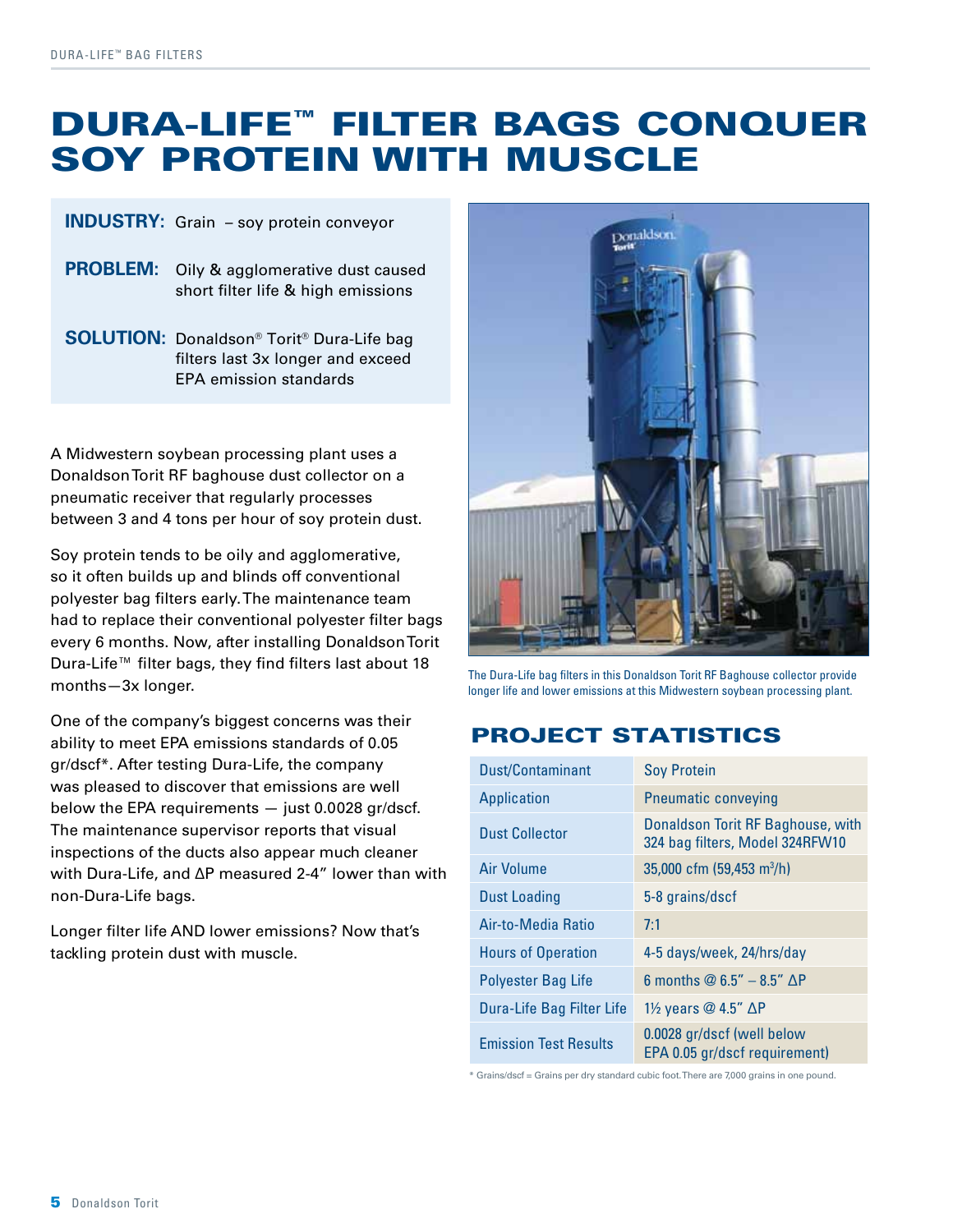# DURA-LIFE™ FILTER BAGS CONQUER SOY PROTEIN WITH MUSCLE

**INDUSTRY:** Grain – soy protein conveyor

**PROBLEM:** Oily & agglomerative dust caused short filter life & high emissions

**SOLUTION:** Donaldson® Torit® Dura-Life bag filters last 3x longer and exceed EPA emission standards

A Midwestern soybean processing plant uses a Donaldson Torit RF baghouse dust collector on a pneumatic receiver that regularly processes between 3 and 4 tons per hour of soy protein dust.

Soy protein tends to be oily and agglomerative, so it often builds up and blinds off conventional polyester bag filters early. The maintenance team had to replace their conventional polyester filter bags every 6 months. Now, after installing Donaldson Torit Dura-Life™ filter bags, they find filters last about 18 months—3x longer.

One of the company's biggest concerns was their ability to meet EPA emissions standards of 0.05 gr/dscf*. After testing Dura-Life, the company was pleased to discover that emissions are well below the EPA requirements — just 0.0028 gr/dscf. The maintenance supervisor reports that visual inspections of the ducts also appear much cleaner with Dura-Life, and ΔP measured 2-4" lower than with non-Dura-Life bags.

Longer filter life AND lower emissions? Now that's tackling protein dust with muscle.

The Dura-Life bag filters in this Donaldson Torit RF Baghouse collector provide longer life and lower emissions at this Midwestern soybean processing plant.

## PROJECT STATISTICS

| | |
|---|---|
| Dust/Contaminant | Soy Protein |
| Application | Pneumatic conveying |
| Dust Collector | Donaldson Torit RF Baghouse, with 324 bag filters, Model 324RFW10 |
| Air Volume | 35,000 cfm (59,453 $m^3$/h) |
| Dust Loading | 5-8 grains/dscf |
| Air-to-Media Ratio | 7:1 |
| Hours of Operation | 4-5 days/week, 24/hrs/day |
| Polyester Bag Life | 6 months @ 6.5" – 8.5" ΔP |
| Dura-Life Bag Filter Life | 1½ years @ 4.5" ΔP |
| Emission Test Results | 0.0028 gr/dscf (well below EPA 0.05 gr/dscf requirement) |

\* Grains/dscf = Grains per dry standard cubic foot. There are 7,000 grains in one pound.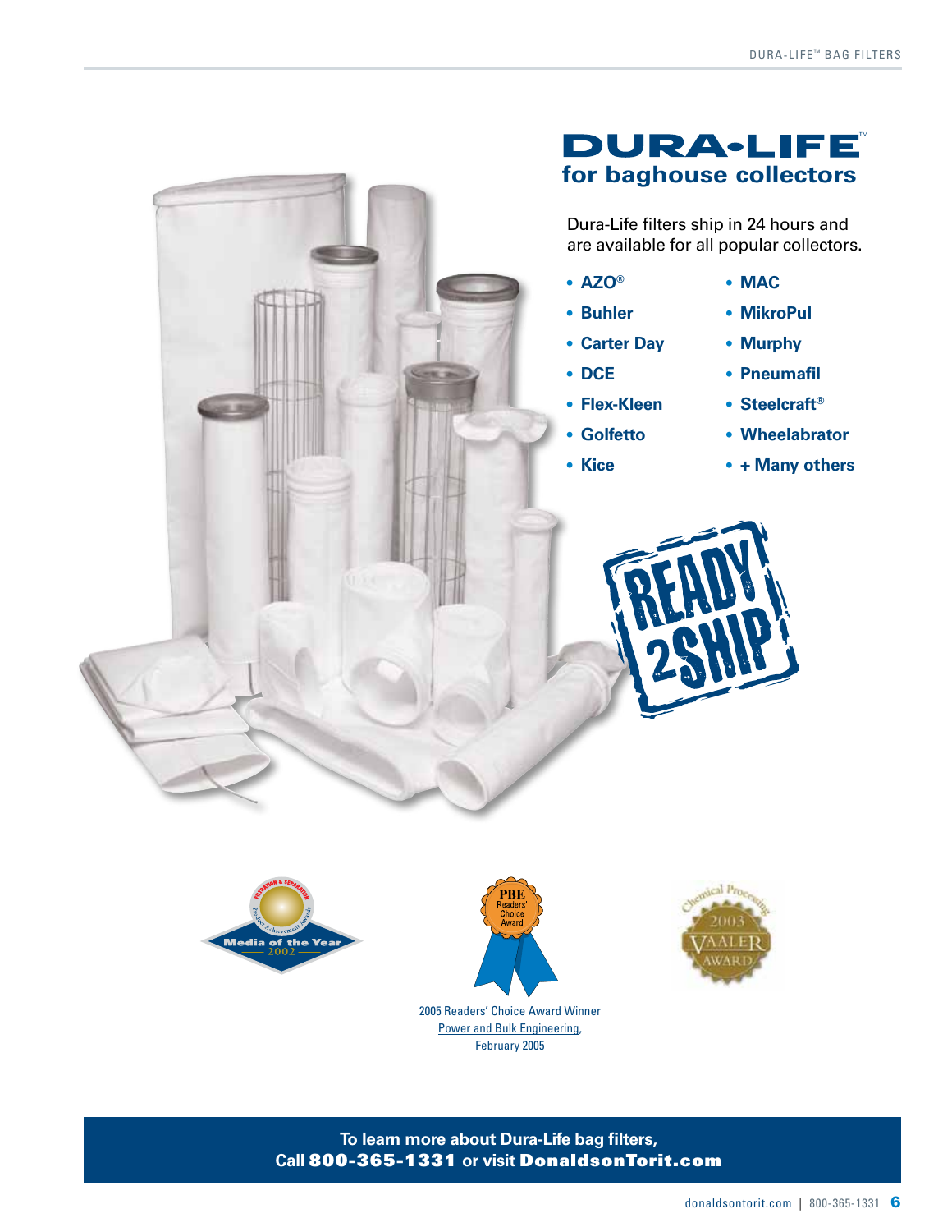# DURA•LIFE™

## for baghouse collectors

Dura-Life filters ship in 24 hours and are available for all popular collectors.

- **AZO®**
- **Buhler**
- **Carter Day**
- **DCE**
- **Flex-Kleen**
- **Golfetto**
- **Kice**
- **MAC**
- **MikroPul**
- **Murphy**
- **Pneumafil**
- **Steelcraft®**
- **Wheelabrator**
- **+ Many others**

READY 2SHIP

Filtration & Separation Product Achievement Awards — Media of the Year 2002

PBE Readers' Choice Award

2005 Readers' Choice Award Winner
Power and Bulk Engineering,
February 2005

Chemical Processing 2003 Vaaler Award

**To learn more about Dura-Life bag filters,**
**Call 800-365-1331 or visit DonaldsonTorit.com**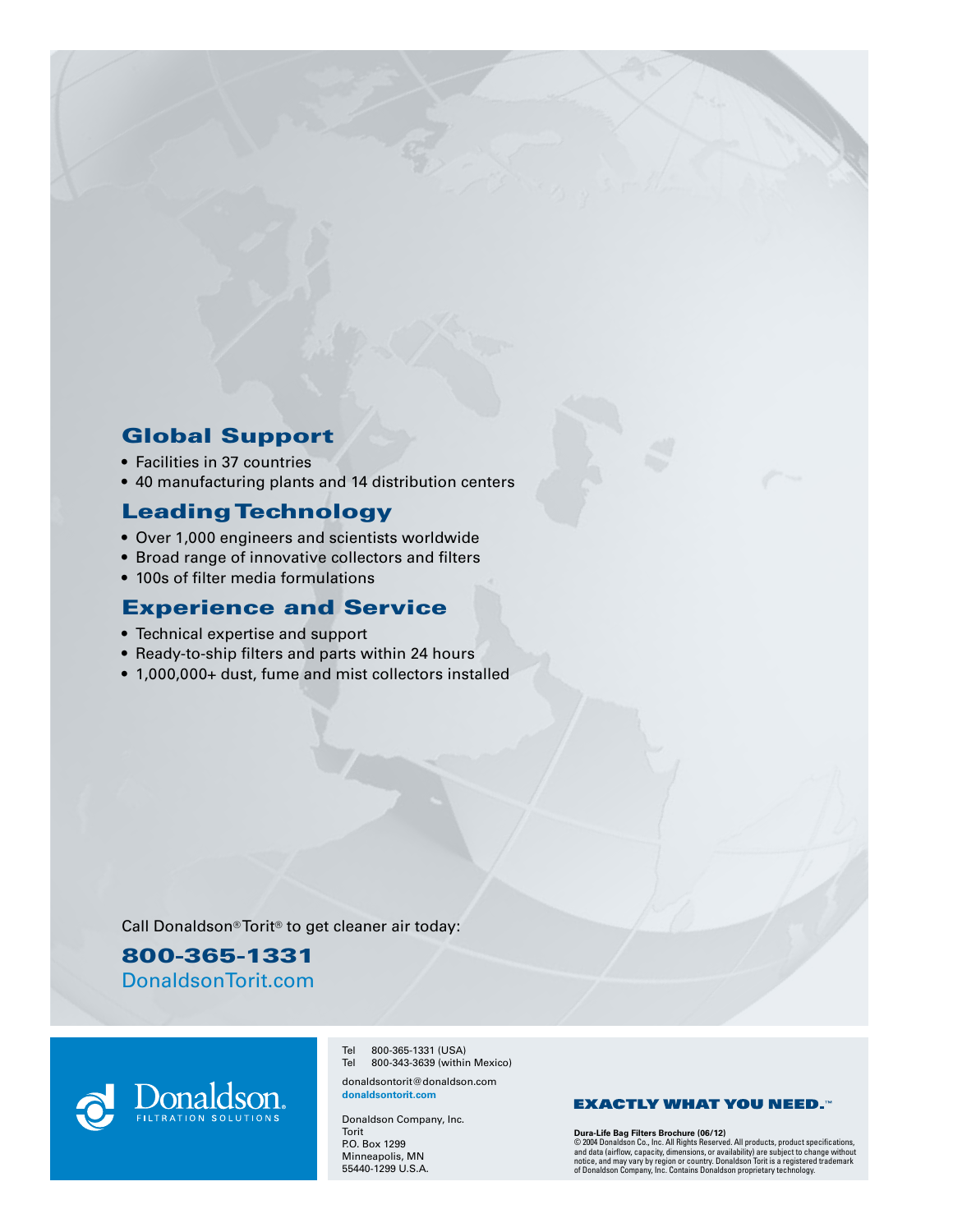## Global Support

- Facilities in 37 countries
- 40 manufacturing plants and 14 distribution centers

## Leading Technology

- Over 1,000 engineers and scientists worldwide
- Broad range of innovative collectors and filters
- 100s of filter media formulations

## Experience and Service

- Technical expertise and support
- Ready-to-ship filters and parts within 24 hours
- 1,000,000+ dust, fume and mist collectors installed

Call Donaldson® Torit® to get cleaner air today:

**800-365-1331**

DonaldsonTorit.com

Donaldson. FILTRATION SOLUTIONS

Tel 800-365-1331 (USA)
Tel 800-343-3639 (within Mexico)

donaldsontorit@donaldson.com
**donaldsontorit.com**

Donaldson Company, Inc.
Torit
P.O. Box 1299
Minneapolis, MN
55440-1299 U.S.A.

**EXACTLY WHAT YOU NEED.™**

**Dura-Life Bag Filters Brochure (06/12)**
© 2004 Donaldson Co., Inc. All Rights Reserved. All products, product specifications, and data (airflow, capacity, dimensions, or availability) are subject to change without notice, and may vary by region or country. Donaldson Torit is a registered trademark of Donaldson Company, Inc. Contains Donaldson proprietary technology.